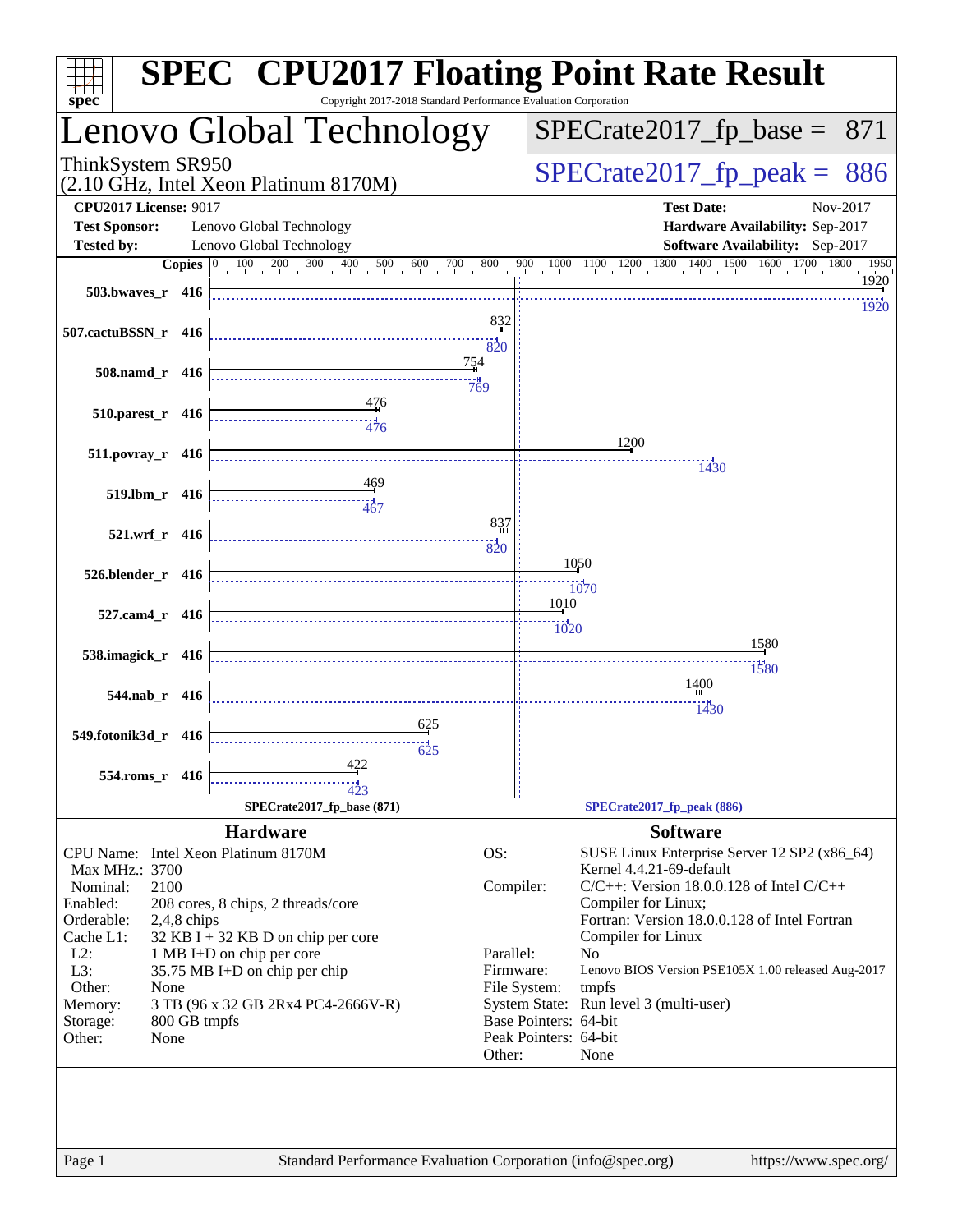# SPEC CPU2017 Floating Point Rate Result

Copyright 2017-2018 Standard Performance Evaluation Corporation

## Lenovo Global Technology

ThinkSystem SR950
(2.10 GHz, Intel Xeon Platinum 8170M)

SPECrate2017_fp_base = 871

SPECrate2017_fp_peak = 886

**CPU2017 License:** 9017
**Test Sponsor:** Lenovo Global Technology
**Tested by:** Lenovo Global Technology

**Test Date:** Nov-2017
**Hardware Availability:** Sep-2017
**Software Availability:** Sep-2017

| Benchmark | Copies | Base | Peak |
|---|---|---|---|
| 503.bwaves_r | 416 | 1920 | 1920 |
| 507.cactuBSSN_r | 416 | 832 | 820 |
| 508.namd_r | 416 | 754 | 769 |
| 510.parest_r | 416 | 476 | 476 |
| 511.povray_r | 416 | 1200 | 1430 |
| 519.lbm_r | 416 | 469 | 467 |
| 521.wrf_r | 416 | 837 | 820 |
| 526.blender_r | 416 | 1050 | 1070 |
| 527.cam4_r | 416 | 1010 | 1020 |
| 538.imagick_r | 416 | 1580 | 1580 |
| 544.nab_r | 416 | 1400 | 1430 |
| 549.fotonik3d_r | 416 | 625 | 625 |
| 554.roms_r | 416 | 422 | 423 |

SPECrate2017_fp_base (871) — SPECrate2017_fp_peak (886)

### Hardware

| | |
|---|---|
| CPU Name: | Intel Xeon Platinum 8170M |
| Max MHz.: | 3700 |
| Nominal: | 2100 |
| Enabled: | 208 cores, 8 chips, 2 threads/core |
| Orderable: | 2,4,8 chips |
| Cache L1: | 32 KB I + 32 KB D on chip per core |
| L2: | 1 MB I+D on chip per core |
| L3: | 35.75 MB I+D on chip per chip |
| Other: | None |
| Memory: | 3 TB (96 x 32 GB 2Rx4 PC4-2666V-R) |
| Storage: | 800 GB tmpfs |
| Other: | None |

### Software

| | |
|---|---|
| OS: | SUSE Linux Enterprise Server 12 SP2 (x86_64) Kernel 4.4.21-69-default |
| Compiler: | C/C++: Version 18.0.0.128 of Intel C/C++ Compiler for Linux; Fortran: Version 18.0.0.128 of Intel Fortran Compiler for Linux |
| Parallel: | No |
| Firmware: | Lenovo BIOS Version PSE105X 1.00 released Aug-2017 |
| File System: | tmpfs |
| System State: | Run level 3 (multi-user) |
| Base Pointers: | 64-bit |
| Peak Pointers: | 64-bit |
| Other: | None |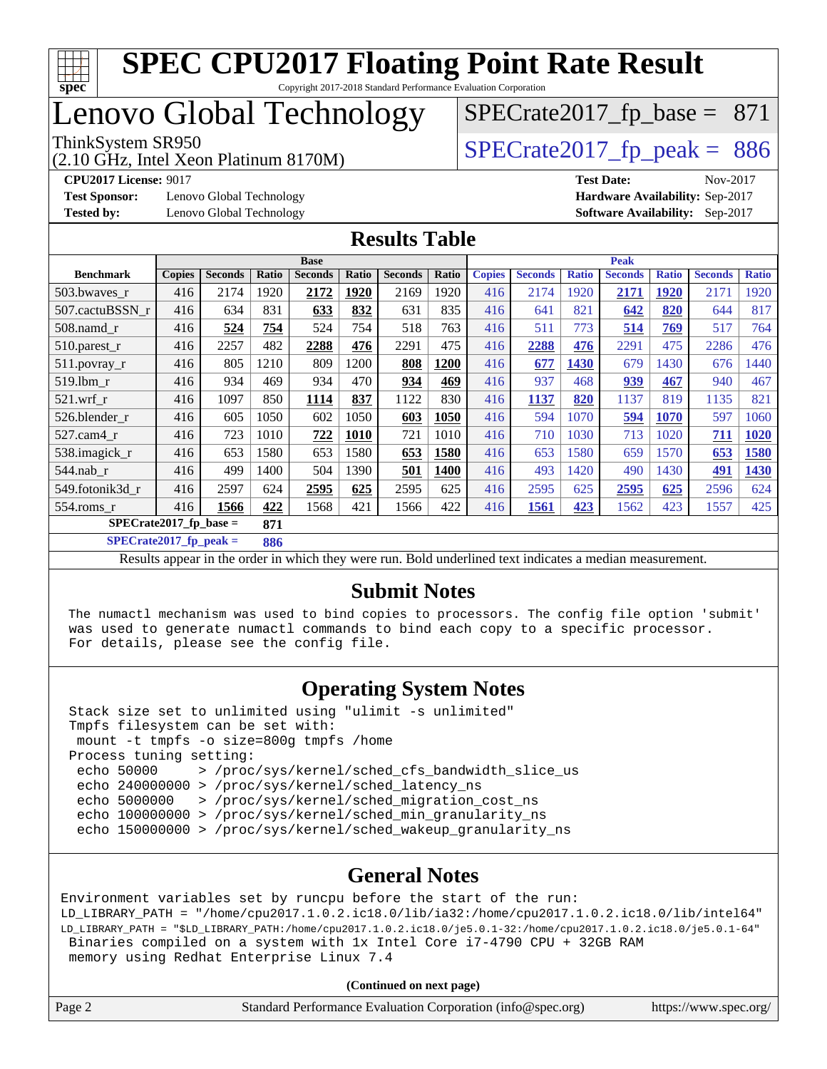# SPEC CPU2017 Floating Point Rate Result

Copyright 2017-2018 Standard Performance Evaluation Corporation

# Lenovo Global Technology

ThinkSystem SR950
(2.10 GHz, Intel Xeon Platinum 8170M)

SPECrate2017_fp_base = 871

SPECrate2017_fp_peak = 886

**CPU2017 License:** 9017
**Test Sponsor:** Lenovo Global Technology
**Tested by:** Lenovo Global Technology
**Test Date:** Nov-2017
**Hardware Availability:** Sep-2017
**Software Availability:** Sep-2017

## Results Table

| | Base | | | | | | | Peak | | | | | | |
|---|---|---|---|---|---|---|---|---|---|---|---|---|---|---|
| **Benchmark** | **Copies** | **Seconds** | **Ratio** | **Seconds** | **Ratio** | **Seconds** | **Ratio** | **Copies** | **Seconds** | **Ratio** | **Seconds** | **Ratio** | **Seconds** | **Ratio** |
| 503.bwaves_r | 416 | 2174 | 1920 | **2172** | **1920** | 2169 | 1920 | 416 | 2174 | 1920 | **2171** | **1920** | 2171 | 1920 |
| 507.cactuBSSN_r | 416 | 634 | 831 | **633** | **832** | 631 | 835 | 416 | 641 | 821 | **642** | **820** | 644 | 817 |
| 508.namd_r | 416 | **524** | **754** | 524 | 754 | 518 | 763 | 416 | 511 | 773 | **514** | **769** | 517 | 764 |
| 510.parest_r | 416 | 2257 | 482 | **2288** | **476** | 2291 | 475 | 416 | **2288** | **476** | 2291 | 475 | 2286 | 476 |
| 511.povray_r | 416 | 805 | 1210 | 809 | 1200 | **808** | **1200** | 416 | **677** | **1430** | 679 | 1430 | 676 | 1440 |
| 519.lbm_r | 416 | 934 | 469 | 934 | 470 | **934** | **469** | 416 | 937 | 468 | **939** | **467** | 940 | 467 |
| 521.wrf_r | 416 | 1097 | 850 | **1114** | **837** | 1122 | 830 | 416 | **1137** | **820** | 1137 | 819 | 1135 | 821 |
| 526.blender_r | 416 | 605 | 1050 | 602 | 1050 | **603** | **1050** | 416 | 594 | 1070 | **594** | **1070** | 597 | 1060 |
| 527.cam4_r | 416 | 723 | 1010 | **722** | **1010** | 721 | 1010 | 416 | 710 | 1030 | 713 | 1020 | **711** | **1020** |
| 538.imagick_r | 416 | 653 | 1580 | 653 | 1580 | **653** | **1580** | 416 | 653 | 1580 | 659 | 1570 | **653** | **1580** |
| 544.nab_r | 416 | 499 | 1400 | 504 | 1390 | **501** | **1400** | 416 | 493 | 1420 | 490 | 1430 | **491** | **1430** |
| 549.fotonik3d_r | 416 | 2597 | 624 | **2595** | **625** | 2595 | 625 | 416 | 2595 | 625 | **2595** | **625** | 2596 | 624 |
| 554.roms_r | 416 | **1566** | **422** | 1568 | 421 | 1566 | 422 | 416 | **1561** | **423** | 1562 | 423 | 1557 | 425 |

**SPECrate2017_fp_base = 871**

**SPECrate2017_fp_peak = 886**

Results appear in the order in which they were run. Bold underlined text indicates a median measurement.

## Submit Notes

```
The numactl mechanism was used to bind copies to processors. The config file option 'submit'
was used to generate numactl commands to bind each copy to a specific processor.
For details, please see the config file.
```

## Operating System Notes

```
Stack size set to unlimited using "ulimit -s unlimited"
Tmpfs filesystem can be set with:
 mount -t tmpfs -o size=800g tmpfs /home
Process tuning setting:
 echo 50000     > /proc/sys/kernel/sched_cfs_bandwidth_slice_us
 echo 240000000 > /proc/sys/kernel/sched_latency_ns
 echo 5000000   > /proc/sys/kernel/sched_migration_cost_ns
 echo 100000000 > /proc/sys/kernel/sched_min_granularity_ns
 echo 150000000 > /proc/sys/kernel/sched_wakeup_granularity_ns
```

## General Notes

```
Environment variables set by runcpu before the start of the run:
LD_LIBRARY_PATH = "/home/cpu2017.1.0.2.ic18.0/lib/ia32:/home/cpu2017.1.0.2.ic18.0/lib/intel64"
LD_LIBRARY_PATH = "$LD_LIBRARY_PATH:/home/cpu2017.1.0.2.ic18.0/je5.0.1-32:/home/cpu2017.1.0.2.ic18.0/je5.0.1-64"
 Binaries compiled on a system with 1x Intel Core i7-4790 CPU + 32GB RAM
 memory using Redhat Enterprise Linux 7.4
```

(Continued on next page)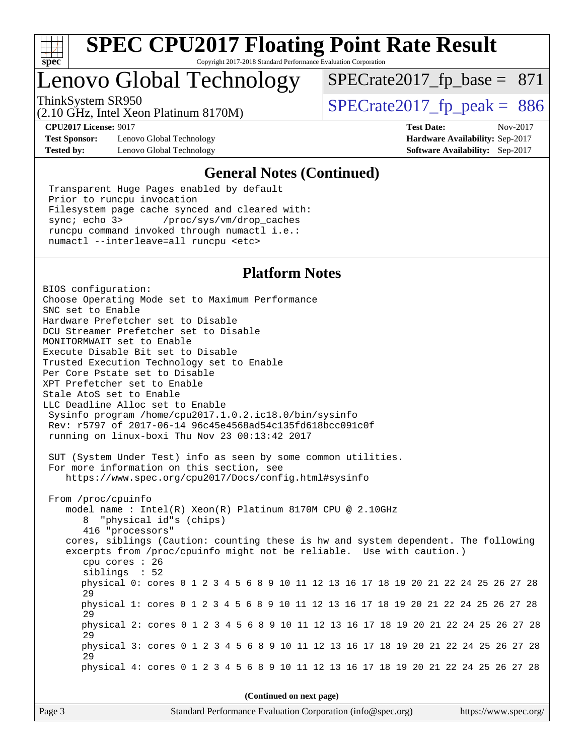## General Notes (Continued)

```
Transparent Huge Pages enabled by default
Prior to runcpu invocation
Filesystem page cache synced and cleared with:
sync; echo 3>       /proc/sys/vm/drop_caches
runcpu command invoked through numactl i.e.:
numactl --interleave=all runcpu <etc>
```

## Platform Notes

```
BIOS configuration:
Choose Operating Mode set to Maximum Performance
SNC set to Enable
Hardware Prefetcher set to Disable
DCU Streamer Prefetcher set to Disable
MONITORMWAIT set to Enable
Execute Disable Bit set to Disable
Trusted Execution Technology set to Enable
Per Core Pstate set to Disable
XPT Prefetcher set to Enable
Stale AtoS set to Enable
LLC Deadline Alloc set to Enable
 Sysinfo program /home/cpu2017.1.0.2.ic18.0/bin/sysinfo
 Rev: r5797 of 2017-06-14 96c45e4568ad54c135fd618bcc091c0f
 running on linux-boxi Thu Nov 23 00:13:42 2017

 SUT (System Under Test) info as seen by some common utilities.
 For more information on this section, see
    https://www.spec.org/cpu2017/Docs/config.html#sysinfo

 From /proc/cpuinfo
    model name : Intel(R) Xeon(R) Platinum 8170M CPU @ 2.10GHz
       8  "physical id"s (chips)
       416 "processors"
    cores, siblings (Caution: counting these is hw and system dependent. The following
    excerpts from /proc/cpuinfo might not be reliable.  Use with caution.)
       cpu cores : 26
       siblings  : 52
       physical 0: cores 0 1 2 3 4 5 6 8 9 10 11 12 13 16 17 18 19 20 21 22 24 25 26 27 28
       29
       physical 1: cores 0 1 2 3 4 5 6 8 9 10 11 12 13 16 17 18 19 20 21 22 24 25 26 27 28
       29
       physical 2: cores 0 1 2 3 4 5 6 8 9 10 11 12 13 16 17 18 19 20 21 22 24 25 26 27 28
       29
       physical 3: cores 0 1 2 3 4 5 6 8 9 10 11 12 13 16 17 18 19 20 21 22 24 25 26 27 28
       29
       physical 4: cores 0 1 2 3 4 5 6 8 9 10 11 12 13 16 17 18 19 20 21 22 24 25 26 27 28
```

(Continued on next page)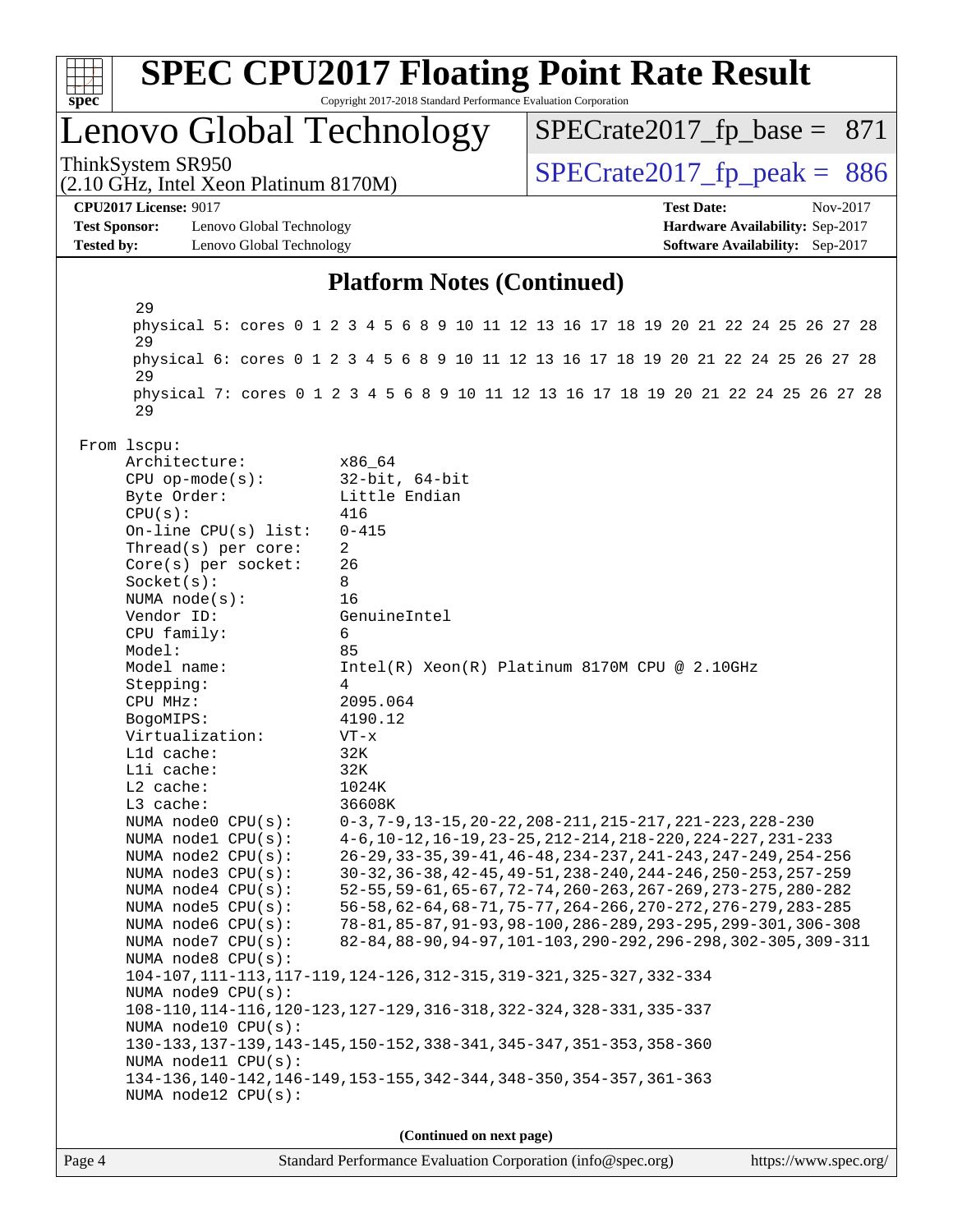# SPEC CPU2017 Floating Point Rate Result

Copyright 2017-2018 Standard Performance Evaluation Corporation

## Lenovo Global Technology

ThinkSystem SR950
(2.10 GHz, Intel Xeon Platinum 8170M)

SPECrate2017_fp_base = 871

SPECrate2017_fp_peak = 886

**CPU2017 License:** 9017
**Test Sponsor:** Lenovo Global Technology
**Tested by:** Lenovo Global Technology

**Test Date:** Nov-2017
**Hardware Availability:** Sep-2017
**Software Availability:** Sep-2017

### Platform Notes (Continued)

```
       29
       physical 5: cores 0 1 2 3 4 5 6 8 9 10 11 12 13 16 17 18 19 20 21 22 24 25 26 27 28
       29
       physical 6: cores 0 1 2 3 4 5 6 8 9 10 11 12 13 16 17 18 19 20 21 22 24 25 26 27 28
       29
       physical 7: cores 0 1 2 3 4 5 6 8 9 10 11 12 13 16 17 18 19 20 21 22 24 25 26 27 28
       29

   From lscpu:
        Architecture:          x86_64
        CPU op-mode(s):        32-bit, 64-bit
        Byte Order:            Little Endian
        CPU(s):                416
        On-line CPU(s) list:   0-415
        Thread(s) per core:    2
        Core(s) per socket:    26
        Socket(s):             8
        NUMA node(s):          16
        Vendor ID:             GenuineIntel
        CPU family:            6
        Model:                 85
        Model name:            Intel(R) Xeon(R) Platinum 8170M CPU @ 2.10GHz
        Stepping:              4
        CPU MHz:               2095.064
        BogoMIPS:              4190.12
        Virtualization:        VT-x
        L1d cache:             32K
        L1i cache:             32K
        L2 cache:              1024K
        L3 cache:              36608K
        NUMA node0 CPU(s):     0-3,7-9,13-15,20-22,208-211,215-217,221-223,228-230
        NUMA node1 CPU(s):     4-6,10-12,16-19,23-25,212-214,218-220,224-227,231-233
        NUMA node2 CPU(s):     26-29,33-35,39-41,46-48,234-237,241-243,247-249,254-256
        NUMA node3 CPU(s):     30-32,36-38,42-45,49-51,238-240,244-246,250-253,257-259
        NUMA node4 CPU(s):     52-55,59-61,65-67,72-74,260-263,267-269,273-275,280-282
        NUMA node5 CPU(s):     56-58,62-64,68-71,75-77,264-266,270-272,276-279,283-285
        NUMA node6 CPU(s):     78-81,85-87,91-93,98-100,286-289,293-295,299-301,306-308
        NUMA node7 CPU(s):     82-84,88-90,94-97,101-103,290-292,296-298,302-305,309-311
        NUMA node8 CPU(s):
        104-107,111-113,117-119,124-126,312-315,319-321,325-327,332-334
        NUMA node9 CPU(s):
        108-110,114-116,120-123,127-129,316-318,322-324,328-331,335-337
        NUMA node10 CPU(s):
        130-133,137-139,143-145,150-152,338-341,345-347,351-353,358-360
        NUMA node11 CPU(s):
        134-136,140-142,146-149,153-155,342-344,348-350,354-357,361-363
        NUMA node12 CPU(s):
```

(Continued on next page)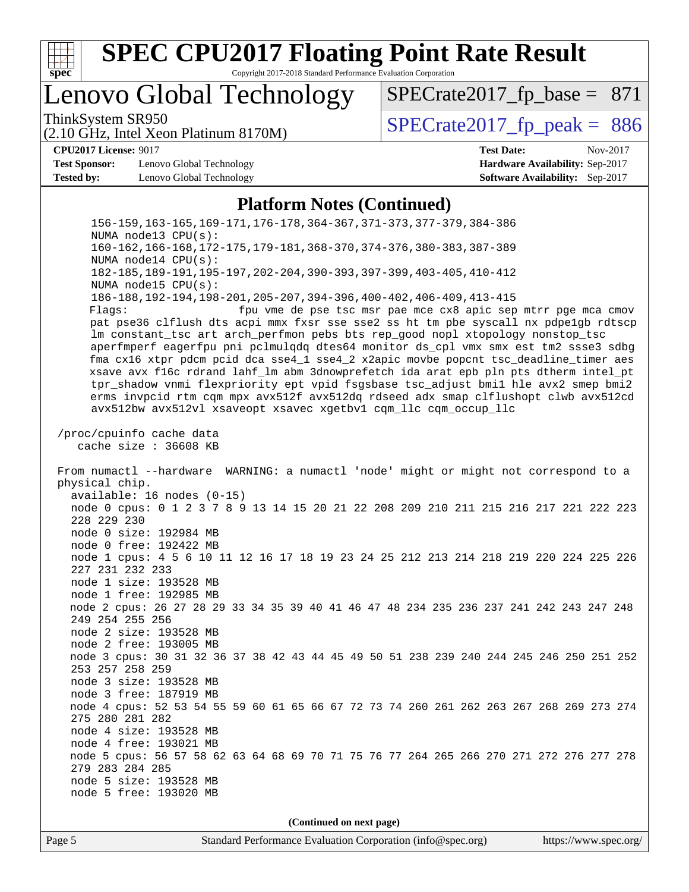# SPEC CPU2017 Floating Point Rate Result

Copyright 2017-2018 Standard Performance Evaluation Corporation

## Lenovo Global Technology

ThinkSystem SR950
(2.10 GHz, Intel Xeon Platinum 8170M)

SPECrate2017_fp_base = 871

SPECrate2017_fp_peak = 886

**CPU2017 License:** 9017
**Test Sponsor:** Lenovo Global Technology
**Tested by:** Lenovo Global Technology

**Test Date:** Nov-2017
**Hardware Availability:** Sep-2017
**Software Availability:** Sep-2017

### Platform Notes (Continued)

```
        156-159,163-165,169-171,176-178,364-367,371-373,377-379,384-386
        NUMA node13 CPU(s):
        160-162,166-168,172-175,179-181,368-370,374-376,380-383,387-389
        NUMA node14 CPU(s):
        182-185,189-191,195-197,202-204,390-393,397-399,403-405,410-412
        NUMA node15 CPU(s):
        186-188,192-194,198-201,205-207,394-396,400-402,406-409,413-415
        Flags:                 fpu vme de pse tsc msr pae mce cx8 apic sep mtrr pge mca cmov
        pat pse36 clflush dts acpi mmx fxsr sse sse2 ss ht tm pbe syscall nx pdpe1gb rdtscp
        lm constant_tsc art arch_perfmon pebs bts rep_good nopl xtopology nonstop_tsc
        aperfmperf eagerfpu pni pclmulqdq dtes64 monitor ds_cpl vmx smx est tm2 ssse3 sdbg
        fma cx16 xtpr pdcm pcid dca sse4_1 sse4_2 x2apic movbe popcnt tsc_deadline_timer aes
        xsave avx f16c rdrand lahf_lm abm 3dnowprefetch ida arat epb pln pts dtherm intel_pt
        tpr_shadow vnmi flexpriority ept vpid fsgsbase tsc_adjust bmi1 hle avx2 smep bmi2
        erms invpcid rtm cqm mpx avx512f avx512dq rdseed adx smap clflushopt clwb avx512cd
        avx512bw avx512vl xsaveopt xsavec xgetbv1 cqm_llc cqm_occup_llc

  /proc/cpuinfo cache data
     cache size : 36608 KB

  From numactl --hardware  WARNING: a numactl 'node' might or might not correspond to a
  physical chip.
    available: 16 nodes (0-15)
    node 0 cpus: 0 1 2 3 7 8 9 13 14 15 20 21 22 208 209 210 211 215 216 217 221 222 223
    228 229 230
    node 0 size: 192984 MB
    node 0 free: 192422 MB
    node 1 cpus: 4 5 6 10 11 12 16 17 18 19 23 24 25 212 213 214 218 219 220 224 225 226
    227 231 232 233
    node 1 size: 193528 MB
    node 1 free: 192985 MB
    node 2 cpus: 26 27 28 29 33 34 35 39 40 41 46 47 48 234 235 236 237 241 242 243 247 248
    249 254 255 256
    node 2 size: 193528 MB
    node 2 free: 193005 MB
    node 3 cpus: 30 31 32 36 37 38 42 43 44 45 49 50 51 238 239 240 244 245 246 250 251 252
    253 257 258 259
    node 3 size: 193528 MB
    node 3 free: 187919 MB
    node 4 cpus: 52 53 54 55 59 60 61 65 66 67 72 73 74 260 261 262 263 267 268 269 273 274
    275 280 281 282
    node 4 size: 193528 MB
    node 4 free: 193021 MB
    node 5 cpus: 56 57 58 62 63 64 68 69 70 71 75 76 77 264 265 266 270 271 272 276 277 278
    279 283 284 285
    node 5 size: 193528 MB
    node 5 free: 193020 MB
```

(Continued on next page)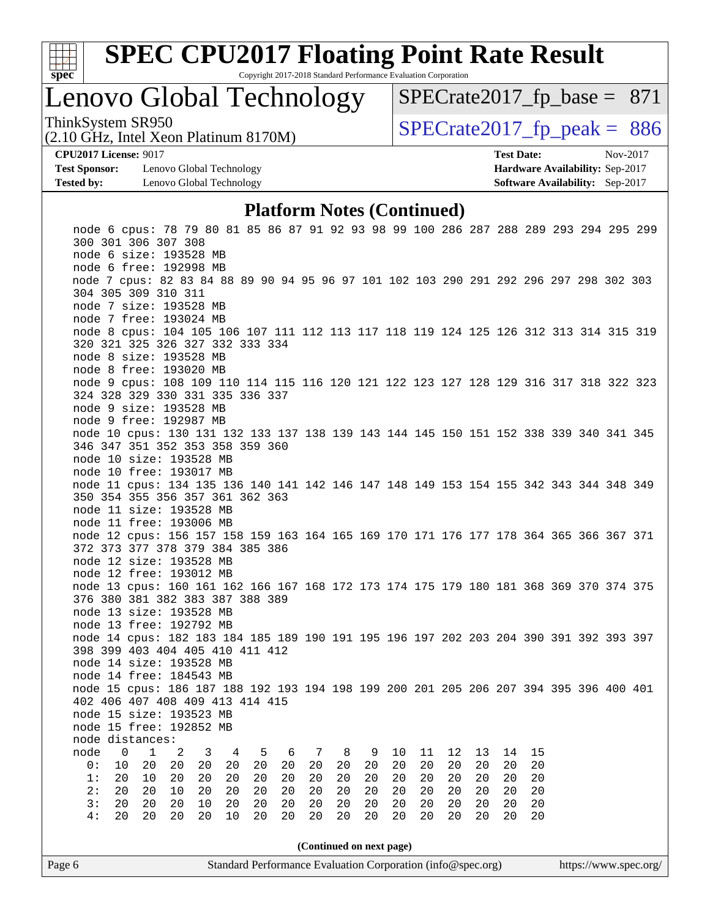# SPEC CPU2017 Floating Point Rate Result

Copyright 2017-2018 Standard Performance Evaluation Corporation

**Lenovo Global Technology**

ThinkSystem SR950
(2.10 GHz, Intel Xeon Platinum 8170M)

SPECrate2017_fp_base = 871
SPECrate2017_fp_peak = 886

**CPU2017 License:** 9017
**Test Sponsor:** Lenovo Global Technology
**Tested by:** Lenovo Global Technology

**Test Date:** Nov-2017
**Hardware Availability:** Sep-2017
**Software Availability:** Sep-2017

## Platform Notes (Continued)

```
node 6 cpus: 78 79 80 81 85 86 87 91 92 93 98 99 100 286 287 288 289 293 294 295 299
300 301 306 307 308
node 6 size: 193528 MB
node 6 free: 192998 MB
node 7 cpus: 82 83 84 88 89 90 94 95 96 97 101 102 103 290 291 292 296 297 298 302 303
304 305 309 310 311
node 7 size: 193528 MB
node 7 free: 193024 MB
node 8 cpus: 104 105 106 107 111 112 113 117 118 119 124 125 126 312 313 314 315 319
320 321 325 326 327 332 333 334
node 8 size: 193528 MB
node 8 free: 193020 MB
node 9 cpus: 108 109 110 114 115 116 120 121 122 123 127 128 129 316 317 318 322 323
324 328 329 330 331 335 336 337
node 9 size: 193528 MB
node 9 free: 192987 MB
node 10 cpus: 130 131 132 133 137 138 139 143 144 145 150 151 152 338 339 340 341 345
346 347 351 352 353 358 359 360
node 10 size: 193528 MB
node 10 free: 193017 MB
node 11 cpus: 134 135 136 140 141 142 146 147 148 149 153 154 155 342 343 344 348 349
350 354 355 356 357 361 362 363
node 11 size: 193528 MB
node 11 free: 193006 MB
node 12 cpus: 156 157 158 159 163 164 165 169 170 171 176 177 178 364 365 366 367 371
372 373 377 378 379 384 385 386
node 12 size: 193528 MB
node 12 free: 193012 MB
node 13 cpus: 160 161 162 166 167 168 172 173 174 175 179 180 181 368 369 370 374 375
376 380 381 382 383 387 388 389
node 13 size: 193528 MB
node 13 free: 192792 MB
node 14 cpus: 182 183 184 185 189 190 191 195 196 197 202 203 204 390 391 392 393 397
398 399 403 404 405 410 411 412
node 14 size: 193528 MB
node 14 free: 184543 MB
node 15 cpus: 186 187 188 192 193 194 198 199 200 201 205 206 207 394 395 396 400 401
402 406 407 408 409 413 414 415
node 15 size: 193523 MB
node 15 free: 192852 MB
node distances:
node   0   1   2   3   4   5   6   7   8   9  10  11  12  13  14  15
  0:  10  20  20  20  20  20  20  20  20  20  20  20  20  20  20  20
  1:  20  10  20  20  20  20  20  20  20  20  20  20  20  20  20  20
  2:  20  20  10  20  20  20  20  20  20  20  20  20  20  20  20  20
  3:  20  20  20  10  20  20  20  20  20  20  20  20  20  20  20  20
  4:  20  20  20  20  10  20  20  20  20  20  20  20  20  20  20  20
```

(Continued on next page)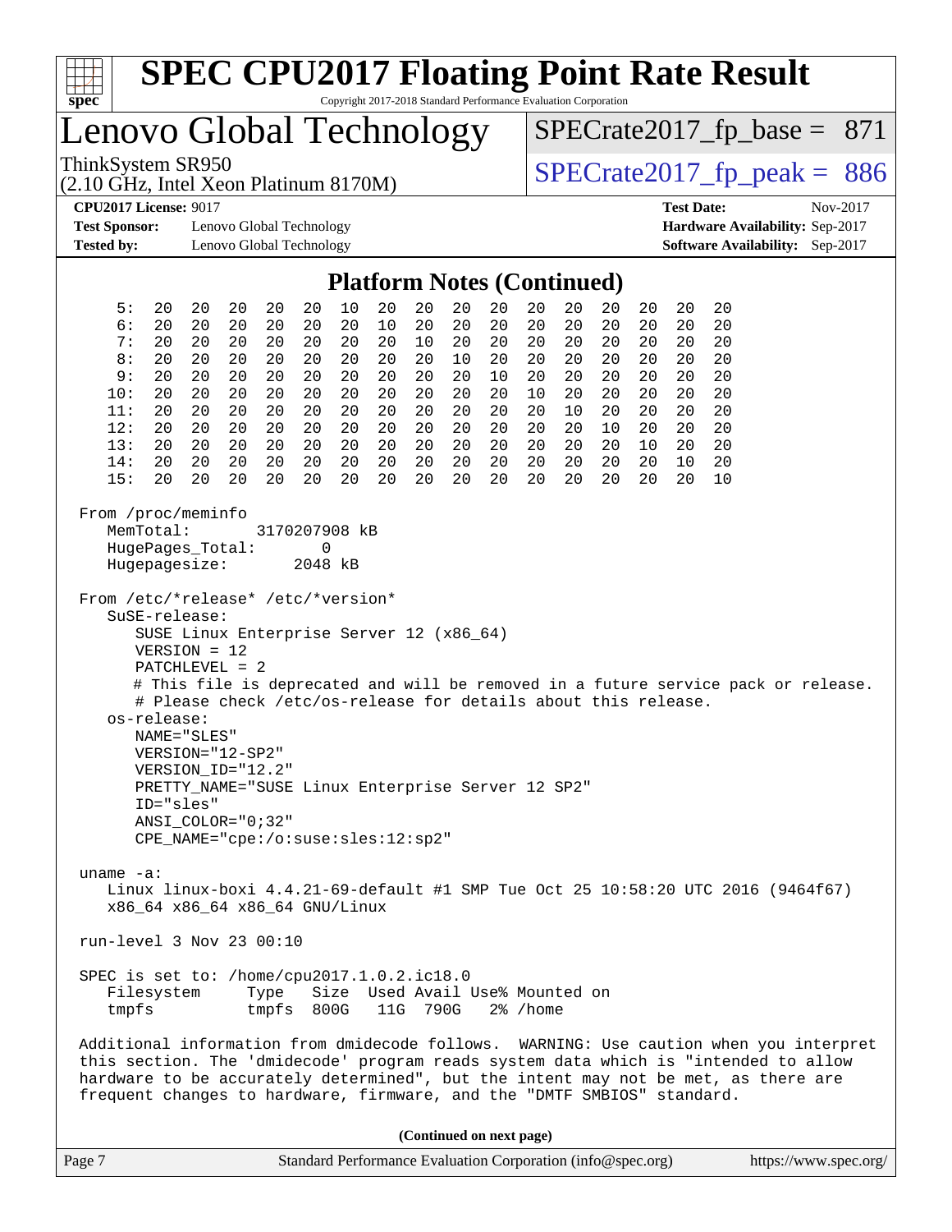# SPEC CPU2017 Floating Point Rate Result

Copyright 2017-2018 Standard Performance Evaluation Corporation

## Lenovo Global Technology

ThinkSystem SR950
(2.10 GHz, Intel Xeon Platinum 8170M)

SPECrate2017_fp_base = 871

SPECrate2017_fp_peak = 886

**CPU2017 License:** 9017
**Test Sponsor:** Lenovo Global Technology
**Tested by:** Lenovo Global Technology
**Test Date:** Nov-2017
**Hardware Availability:** Sep-2017
**Software Availability:** Sep-2017

### Platform Notes (Continued)

```
     5:  20  20  20  20  20  10  20  20  20  20  20  20  20  20  20  20
     6:  20  20  20  20  20  20  10  20  20  20  20  20  20  20  20  20
     7:  20  20  20  20  20  20  20  10  20  20  20  20  20  20  20  20
     8:  20  20  20  20  20  20  20  20  10  20  20  20  20  20  20  20
     9:  20  20  20  20  20  20  20  20  20  10  20  20  20  20  20  20
    10:  20  20  20  20  20  20  20  20  20  20  10  20  20  20  20  20
    11:  20  20  20  20  20  20  20  20  20  20  20  10  20  20  20  20
    12:  20  20  20  20  20  20  20  20  20  20  20  20  10  20  20  20
    13:  20  20  20  20  20  20  20  20  20  20  20  20  20  10  20  20
    14:  20  20  20  20  20  20  20  20  20  20  20  20  20  20  10  20
    15:  20  20  20  20  20  20  20  20  20  20  20  20  20  20  20  10

 From /proc/meminfo
    MemTotal:       3170207908 kB
    HugePages_Total:       0
    Hugepagesize:       2048 kB

 From /etc/*release* /etc/*version*
    SuSE-release:
       SUSE Linux Enterprise Server 12 (x86_64)
       VERSION = 12
       PATCHLEVEL = 2
       # This file is deprecated and will be removed in a future service pack or release.
       # Please check /etc/os-release for details about this release.
    os-release:
       NAME="SLES"
       VERSION="12-SP2"
       VERSION_ID="12.2"
       PRETTY_NAME="SUSE Linux Enterprise Server 12 SP2"
       ID="sles"
       ANSI_COLOR="0;32"
       CPE_NAME="cpe:/o:suse:sles:12:sp2"

 uname -a:
    Linux linux-boxi 4.4.21-69-default #1 SMP Tue Oct 25 10:58:20 UTC 2016 (9464f67)
    x86_64 x86_64 x86_64 GNU/Linux

 run-level 3 Nov 23 00:10

 SPEC is set to: /home/cpu2017.1.0.2.ic18.0
    Filesystem     Type   Size  Used Avail Use% Mounted on
    tmpfs          tmpfs  800G   11G  790G   2% /home

 Additional information from dmidecode follows.  WARNING: Use caution when you interpret
 this section. The 'dmidecode' program reads system data which is "intended to allow
 hardware to be accurately determined", but the intent may not be met, as there are
 frequent changes to hardware, firmware, and the "DMTF SMBIOS" standard.
```

**(Continued on next page)**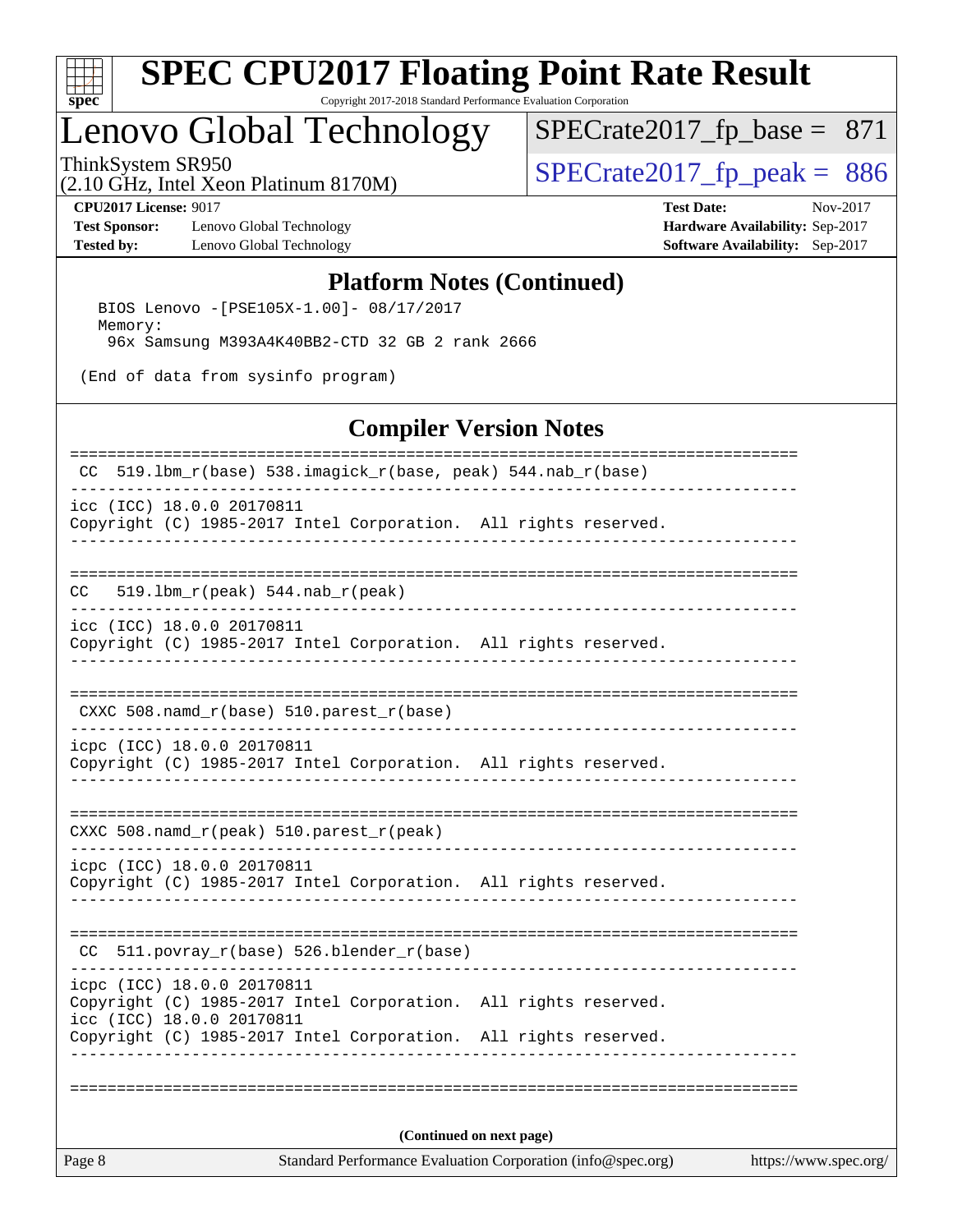# SPEC CPU2017 Floating Point Rate Result

Copyright 2017-2018 Standard Performance Evaluation Corporation

## Lenovo Global Technology

ThinkSystem SR950
(2.10 GHz, Intel Xeon Platinum 8170M)

SPECrate2017_fp_base = 871

SPECrate2017_fp_peak = 886

**CPU2017 License:** 9017
**Test Sponsor:** Lenovo Global Technology
**Tested by:** Lenovo Global Technology

**Test Date:** Nov-2017
**Hardware Availability:** Sep-2017
**Software Availability:** Sep-2017

### Platform Notes (Continued)

```
  BIOS Lenovo -[PSE105X-1.00]- 08/17/2017
  Memory:
   96x Samsung M393A4K40BB2-CTD 32 GB 2 rank 2666

(End of data from sysinfo program)
```

### Compiler Version Notes

```
==============================================================================
 CC  519.lbm_r(base) 538.imagick_r(base, peak) 544.nab_r(base)
------------------------------------------------------------------------------
icc (ICC) 18.0.0 20170811
Copyright (C) 1985-2017 Intel Corporation.  All rights reserved.
------------------------------------------------------------------------------

==============================================================================
CC   519.lbm_r(peak) 544.nab_r(peak)
------------------------------------------------------------------------------
icc (ICC) 18.0.0 20170811
Copyright (C) 1985-2017 Intel Corporation.  All rights reserved.
------------------------------------------------------------------------------

==============================================================================
 CXXC 508.namd_r(base) 510.parest_r(base)
------------------------------------------------------------------------------
icpc (ICC) 18.0.0 20170811
Copyright (C) 1985-2017 Intel Corporation.  All rights reserved.
------------------------------------------------------------------------------

==============================================================================
CXXC 508.namd_r(peak) 510.parest_r(peak)
------------------------------------------------------------------------------
icpc (ICC) 18.0.0 20170811
Copyright (C) 1985-2017 Intel Corporation.  All rights reserved.
------------------------------------------------------------------------------

==============================================================================
 CC  511.povray_r(base) 526.blender_r(base)
------------------------------------------------------------------------------
icpc (ICC) 18.0.0 20170811
Copyright (C) 1985-2017 Intel Corporation.  All rights reserved.
icc (ICC) 18.0.0 20170811
Copyright (C) 1985-2017 Intel Corporation.  All rights reserved.
------------------------------------------------------------------------------

==============================================================================
```

**(Continued on next page)**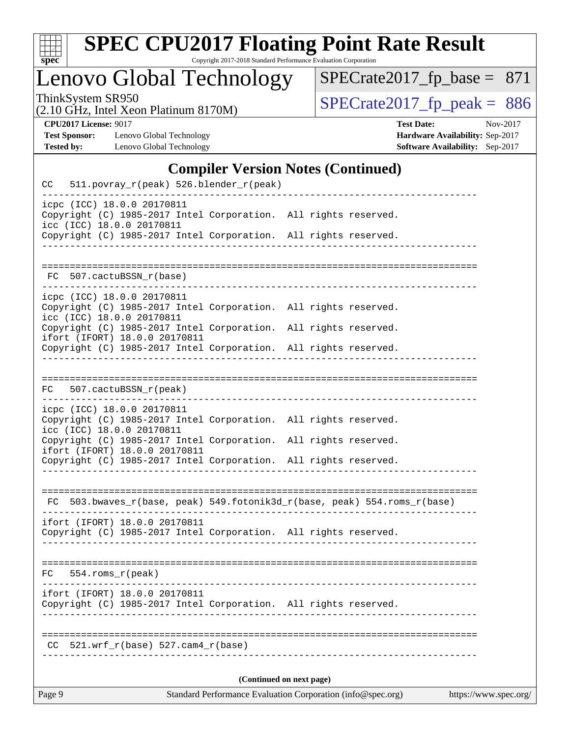# SPEC CPU2017 Floating Point Rate Result

Copyright 2017-2018 Standard Performance Evaluation Corporation

## Lenovo Global Technology

ThinkSystem SR950
(2.10 GHz, Intel Xeon Platinum 8170M)

SPECrate2017_fp_base = 871

SPECrate2017_fp_peak = 886

**CPU2017 License:** 9017
**Test Sponsor:** Lenovo Global Technology
**Tested by:** Lenovo Global Technology

**Test Date:** Nov-2017
**Hardware Availability:** Sep-2017
**Software Availability:** Sep-2017

### Compiler Version Notes (Continued)

```
CC   511.povray_r(peak) 526.blender_r(peak)
------------------------------------------------------------------------------
icpc (ICC) 18.0.0 20170811
Copyright (C) 1985-2017 Intel Corporation.  All rights reserved.
icc (ICC) 18.0.0 20170811
Copyright (C) 1985-2017 Intel Corporation.  All rights reserved.
------------------------------------------------------------------------------

==============================================================================
 FC  507.cactuBSSN_r(base)
------------------------------------------------------------------------------
icpc (ICC) 18.0.0 20170811
Copyright (C) 1985-2017 Intel Corporation.  All rights reserved.
icc (ICC) 18.0.0 20170811
Copyright (C) 1985-2017 Intel Corporation.  All rights reserved.
ifort (IFORT) 18.0.0 20170811
Copyright (C) 1985-2017 Intel Corporation.  All rights reserved.
------------------------------------------------------------------------------

==============================================================================
FC   507.cactuBSSN_r(peak)
------------------------------------------------------------------------------
icpc (ICC) 18.0.0 20170811
Copyright (C) 1985-2017 Intel Corporation.  All rights reserved.
icc (ICC) 18.0.0 20170811
Copyright (C) 1985-2017 Intel Corporation.  All rights reserved.
ifort (IFORT) 18.0.0 20170811
Copyright (C) 1985-2017 Intel Corporation.  All rights reserved.
------------------------------------------------------------------------------

==============================================================================
 FC  503.bwaves_r(base, peak) 549.fotonik3d_r(base, peak) 554.roms_r(base)
------------------------------------------------------------------------------
ifort (IFORT) 18.0.0 20170811
Copyright (C) 1985-2017 Intel Corporation.  All rights reserved.
------------------------------------------------------------------------------

==============================================================================
FC   554.roms_r(peak)
------------------------------------------------------------------------------
ifort (IFORT) 18.0.0 20170811
Copyright (C) 1985-2017 Intel Corporation.  All rights reserved.
------------------------------------------------------------------------------

==============================================================================
 CC  521.wrf_r(base) 527.cam4_r(base)
------------------------------------------------------------------------------
```

(Continued on next page)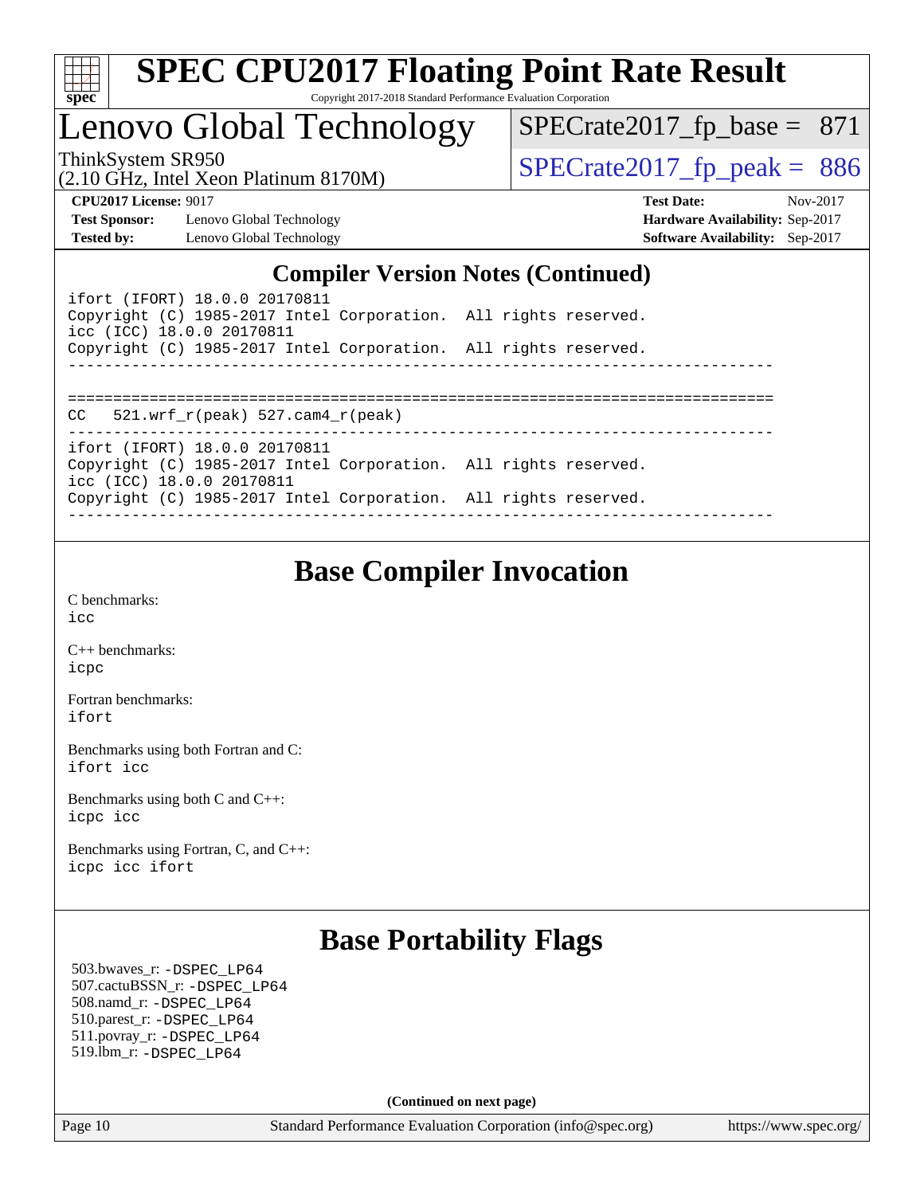# SPEC CPU2017 Floating Point Rate Result

Copyright 2017-2018 Standard Performance Evaluation Corporation

## Lenovo Global Technology

ThinkSystem SR950
(2.10 GHz, Intel Xeon Platinum 8170M)

SPECrate2017_fp_base = 871

SPECrate2017_fp_peak = 886

**CPU2017 License:** 9017
**Test Sponsor:** Lenovo Global Technology
**Tested by:** Lenovo Global Technology

**Test Date:** Nov-2017
**Hardware Availability:** Sep-2017
**Software Availability:** Sep-2017

## Compiler Version Notes (Continued)

```
ifort (IFORT) 18.0.0 20170811
Copyright (C) 1985-2017 Intel Corporation.  All rights reserved.
icc (ICC) 18.0.0 20170811
Copyright (C) 1985-2017 Intel Corporation.  All rights reserved.
------------------------------------------------------------------------------

==============================================================================
CC   521.wrf_r(peak) 527.cam4_r(peak)
------------------------------------------------------------------------------
ifort (IFORT) 18.0.0 20170811
Copyright (C) 1985-2017 Intel Corporation.  All rights reserved.
icc (ICC) 18.0.0 20170811
Copyright (C) 1985-2017 Intel Corporation.  All rights reserved.
------------------------------------------------------------------------------
```

## Base Compiler Invocation

C benchmarks:
icc

C++ benchmarks:
icpc

Fortran benchmarks:
ifort

Benchmarks using both Fortran and C:
ifort icc

Benchmarks using both C and C++:
icpc icc

Benchmarks using Fortran, C, and C++:
icpc icc ifort

## Base Portability Flags

503.bwaves_r: -DSPEC_LP64
507.cactuBSSN_r: -DSPEC_LP64
508.namd_r: -DSPEC_LP64
510.parest_r: -DSPEC_LP64
511.povray_r: -DSPEC_LP64
519.lbm_r: -DSPEC_LP64

**(Continued on next page)**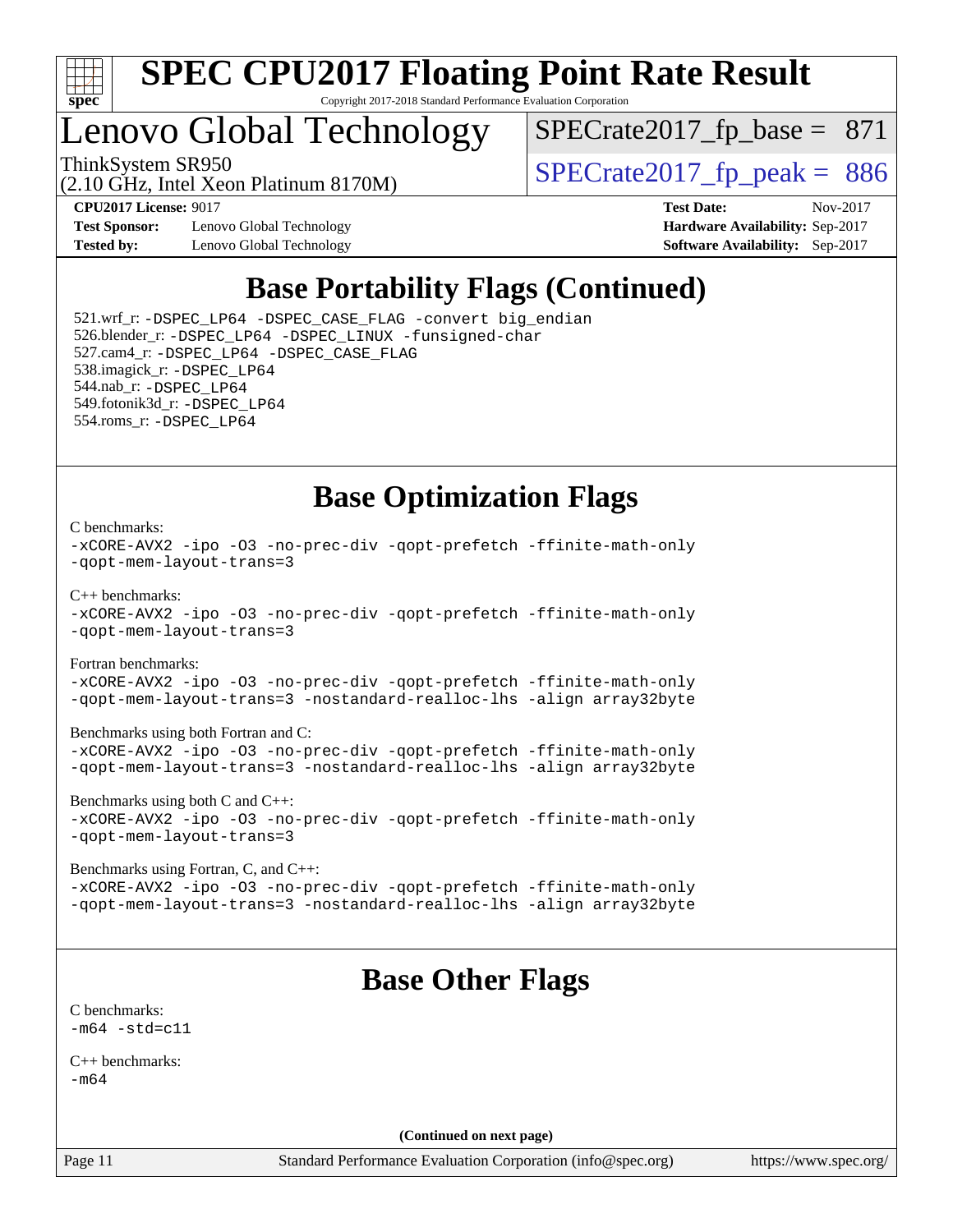# SPEC CPU2017 Floating Point Rate Result

Copyright 2017-2018 Standard Performance Evaluation Corporation

## Lenovo Global Technology

ThinkSystem SR950
(2.10 GHz, Intel Xeon Platinum 8170M)

SPECrate2017_fp_base = 871

SPECrate2017_fp_peak = 886

**CPU2017 License:** 9017
**Test Sponsor:** Lenovo Global Technology
**Tested by:** Lenovo Global Technology

**Test Date:** Nov-2017
**Hardware Availability:** Sep-2017
**Software Availability:** Sep-2017

## Base Portability Flags (Continued)

521.wrf_r: `-DSPEC_LP64 -DSPEC_CASE_FLAG -convert big_endian`
526.blender_r: `-DSPEC_LP64 -DSPEC_LINUX -funsigned-char`
527.cam4_r: `-DSPEC_LP64 -DSPEC_CASE_FLAG`
538.imagick_r: `-DSPEC_LP64`
544.nab_r: `-DSPEC_LP64`
549.fotonik3d_r: `-DSPEC_LP64`
554.roms_r: `-DSPEC_LP64`

## Base Optimization Flags

C benchmarks:
```
-xCORE-AVX2 -ipo -O3 -no-prec-div -qopt-prefetch -ffinite-math-only
-qopt-mem-layout-trans=3
```

C++ benchmarks:
```
-xCORE-AVX2 -ipo -O3 -no-prec-div -qopt-prefetch -ffinite-math-only
-qopt-mem-layout-trans=3
```

Fortran benchmarks:
```
-xCORE-AVX2 -ipo -O3 -no-prec-div -qopt-prefetch -ffinite-math-only
-qopt-mem-layout-trans=3 -nostandard-realloc-lhs -align array32byte
```

Benchmarks using both Fortran and C:
```
-xCORE-AVX2 -ipo -O3 -no-prec-div -qopt-prefetch -ffinite-math-only
-qopt-mem-layout-trans=3 -nostandard-realloc-lhs -align array32byte
```

Benchmarks using both C and C++:
```
-xCORE-AVX2 -ipo -O3 -no-prec-div -qopt-prefetch -ffinite-math-only
-qopt-mem-layout-trans=3
```

Benchmarks using Fortran, C, and C++:
```
-xCORE-AVX2 -ipo -O3 -no-prec-div -qopt-prefetch -ffinite-math-only
-qopt-mem-layout-trans=3 -nostandard-realloc-lhs -align array32byte
```

## Base Other Flags

C benchmarks:
```
-m64 -std=c11
```

C++ benchmarks:
```
-m64
```

**(Continued on next page)**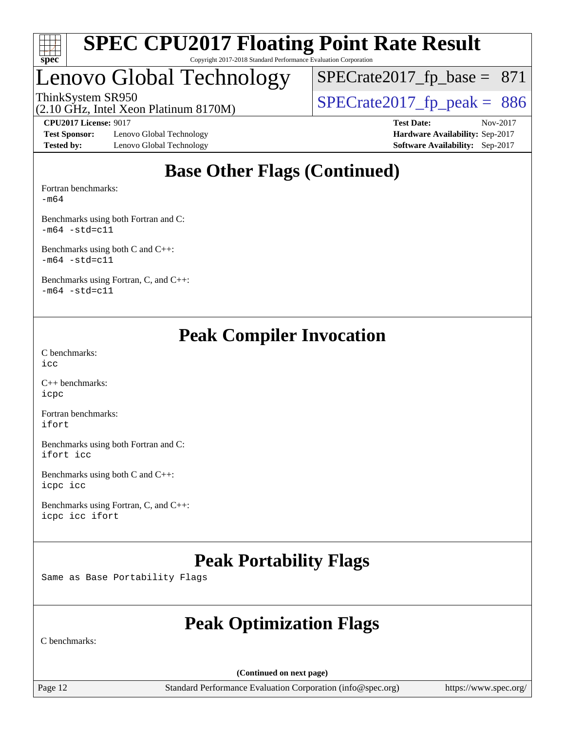## Base Other Flags (Continued)

Fortran benchmarks:
-m64

Benchmarks using both Fortran and C:
-m64 -std=c11

Benchmarks using both C and C++:
-m64 -std=c11

Benchmarks using Fortran, C, and C++:
-m64 -std=c11

## Peak Compiler Invocation

C benchmarks:
icc

C++ benchmarks:
icpc

Fortran benchmarks:
ifort

Benchmarks using both Fortran and C:
ifort icc

Benchmarks using both C and C++:
icpc icc

Benchmarks using Fortran, C, and C++:
icpc icc ifort

## Peak Portability Flags

Same as Base Portability Flags

## Peak Optimization Flags

C benchmarks:

(Continued on next page)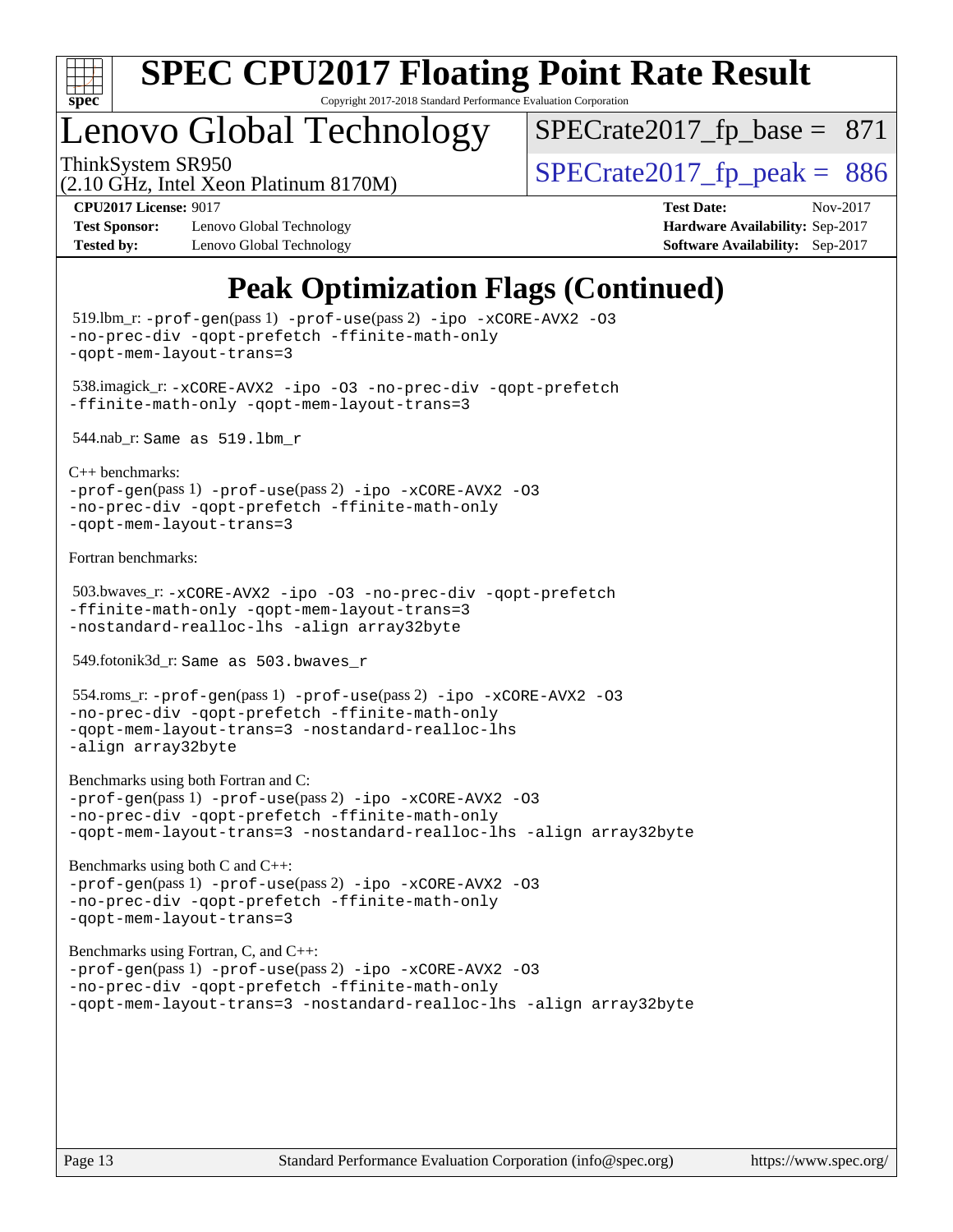# SPEC CPU2017 Floating Point Rate Result

Copyright 2017-2018 Standard Performance Evaluation Corporation

## Lenovo Global Technology

ThinkSystem SR950
(2.10 GHz, Intel Xeon Platinum 8170M)

SPECrate2017_fp_base = 871

SPECrate2017_fp_peak = 886

**CPU2017 License:** 9017
**Test Sponsor:** Lenovo Global Technology
**Tested by:** Lenovo Global Technology

**Test Date:** Nov-2017
**Hardware Availability:** Sep-2017
**Software Availability:** Sep-2017

## Peak Optimization Flags (Continued)

519.lbm_r: `-prof-gen`(pass 1) `-prof-use`(pass 2) `-ipo -xCORE-AVX2 -O3 -no-prec-div -qopt-prefetch -ffinite-math-only -qopt-mem-layout-trans=3`

538.imagick_r: `-xCORE-AVX2 -ipo -O3 -no-prec-div -qopt-prefetch -ffinite-math-only -qopt-mem-layout-trans=3`

544.nab_r: `Same as 519.lbm_r`

C++ benchmarks:
`-prof-gen`(pass 1) `-prof-use`(pass 2) `-ipo -xCORE-AVX2 -O3 -no-prec-div -qopt-prefetch -ffinite-math-only -qopt-mem-layout-trans=3`

Fortran benchmarks:

503.bwaves_r: `-xCORE-AVX2 -ipo -O3 -no-prec-div -qopt-prefetch -ffinite-math-only -qopt-mem-layout-trans=3 -nostandard-realloc-lhs -align array32byte`

549.fotonik3d_r: `Same as 503.bwaves_r`

554.roms_r: `-prof-gen`(pass 1) `-prof-use`(pass 2) `-ipo -xCORE-AVX2 -O3 -no-prec-div -qopt-prefetch -ffinite-math-only -qopt-mem-layout-trans=3 -nostandard-realloc-lhs -align array32byte`

Benchmarks using both Fortran and C:
`-prof-gen`(pass 1) `-prof-use`(pass 2) `-ipo -xCORE-AVX2 -O3 -no-prec-div -qopt-prefetch -ffinite-math-only -qopt-mem-layout-trans=3 -nostandard-realloc-lhs -align array32byte`

Benchmarks using both C and C++:
`-prof-gen`(pass 1) `-prof-use`(pass 2) `-ipo -xCORE-AVX2 -O3 -no-prec-div -qopt-prefetch -ffinite-math-only -qopt-mem-layout-trans=3`

Benchmarks using Fortran, C, and C++:
`-prof-gen`(pass 1) `-prof-use`(pass 2) `-ipo -xCORE-AVX2 -O3 -no-prec-div -qopt-prefetch -ffinite-math-only -qopt-mem-layout-trans=3 -nostandard-realloc-lhs -align array32byte`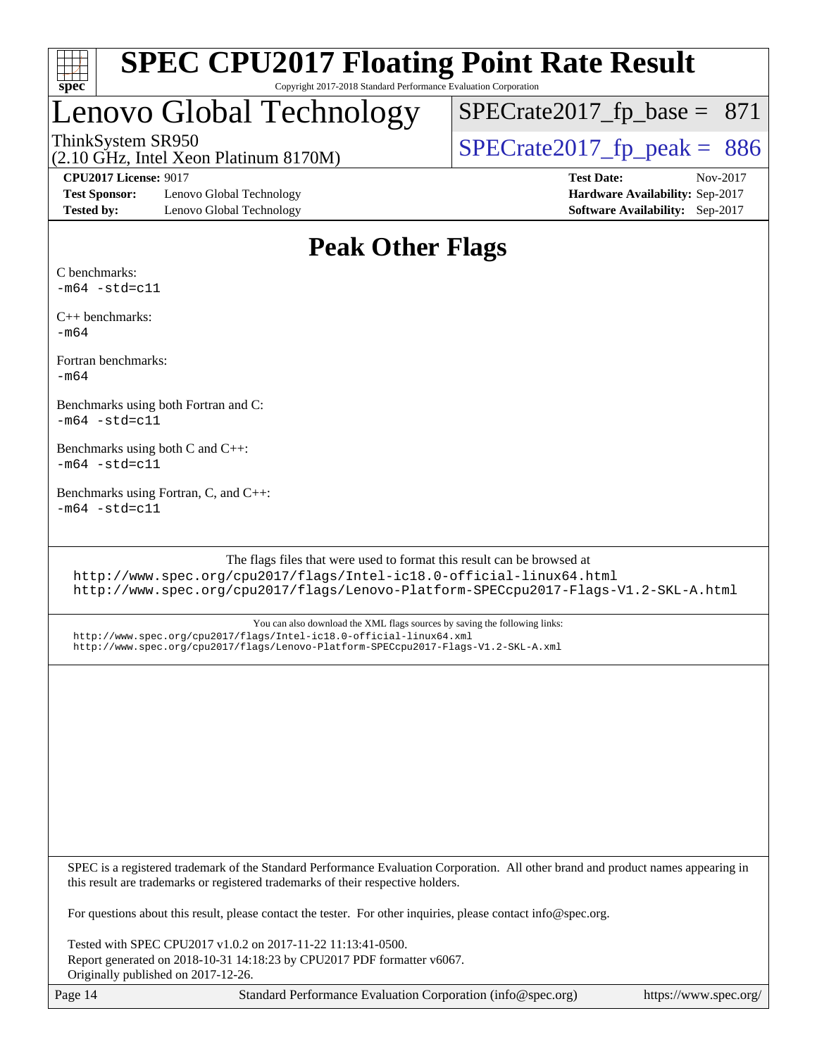# Peak Other Flags

C benchmarks:
`-m64 -std=c11`

C++ benchmarks:
`-m64`

Fortran benchmarks:
`-m64`

Benchmarks using both Fortran and C:
`-m64 -std=c11`

Benchmarks using both C and C++:
`-m64 -std=c11`

Benchmarks using Fortran, C, and C++:
`-m64 -std=c11`

The flags files that were used to format this result can be browsed at
http://www.spec.org/cpu2017/flags/Intel-ic18.0-official-linux64.html
http://www.spec.org/cpu2017/flags/Lenovo-Platform-SPECcpu2017-Flags-V1.2-SKL-A.html

You can also download the XML flags sources by saving the following links:
http://www.spec.org/cpu2017/flags/Intel-ic18.0-official-linux64.xml
http://www.spec.org/cpu2017/flags/Lenovo-Platform-SPECcpu2017-Flags-V1.2-SKL-A.xml

SPEC is a registered trademark of the Standard Performance Evaluation Corporation. All other brand and product names appearing in this result are trademarks or registered trademarks of their respective holders.

For questions about this result, please contact the tester. For other inquiries, please contact info@spec.org.

Tested with SPEC CPU2017 v1.0.2 on 2017-11-22 11:13:41-0500.
Report generated on 2018-10-31 14:18:23 by CPU2017 PDF formatter v6067.
Originally published on 2017-12-26.